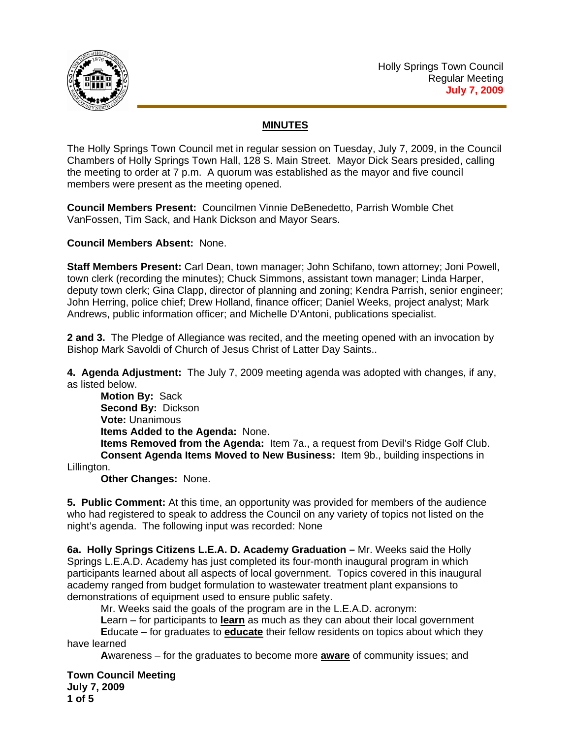Holly Springs Town Council
Regular Meeting
July 7, 2009

## MINUTES

The Holly Springs Town Council met in regular session on Tuesday, July 7, 2009, in the Council Chambers of Holly Springs Town Hall, 128 S. Main Street. Mayor Dick Sears presided, calling the meeting to order at 7 p.m. A quorum was established as the mayor and five council members were present as the meeting opened.

**Council Members Present:** Councilmen Vinnie DeBenedetto, Parrish Womble Chet VanFossen, Tim Sack, and Hank Dickson and Mayor Sears.

**Council Members Absent:** None.

**Staff Members Present:** Carl Dean, town manager; John Schifano, town attorney; Joni Powell, town clerk (recording the minutes); Chuck Simmons, assistant town manager; Linda Harper, deputy town clerk; Gina Clapp, director of planning and zoning; Kendra Parrish, senior engineer; John Herring, police chief; Drew Holland, finance officer; Daniel Weeks, project analyst; Mark Andrews, public information officer; and Michelle D'Antoni, publications specialist.

**2 and 3.** The Pledge of Allegiance was recited, and the meeting opened with an invocation by Bishop Mark Savoldi of Church of Jesus Christ of Latter Day Saints..

**4. Agenda Adjustment:** The July 7, 2009 meeting agenda was adopted with changes, if any, as listed below.

**Motion By:** Sack
**Second By:** Dickson
**Vote:** Unanimous
**Items Added to the Agenda:** None.
**Items Removed from the Agenda:** Item 7a., a request from Devil's Ridge Golf Club.
**Consent Agenda Items Moved to New Business:** Item 9b., building inspections in Lillington.
**Other Changes:** None.

**5. Public Comment:** At this time, an opportunity was provided for members of the audience who had registered to speak to address the Council on any variety of topics not listed on the night's agenda. The following input was recorded: None

**6a. Holly Springs Citizens L.E.A. D. Academy Graduation –** Mr. Weeks said the Holly Springs L.E.A.D. Academy has just completed its four-month inaugural program in which participants learned about all aspects of local government. Topics covered in this inaugural academy ranged from budget formulation to wastewater treatment plant expansions to demonstrations of equipment used to ensure public safety.

Mr. Weeks said the goals of the program are in the L.E.A.D. acronym:

**L**earn – for participants to **learn** as much as they can about their local government

**E**ducate – for graduates to **educate** their fellow residents on topics about which they have learned

**A**wareness – for the graduates to become more **aware** of community issues; and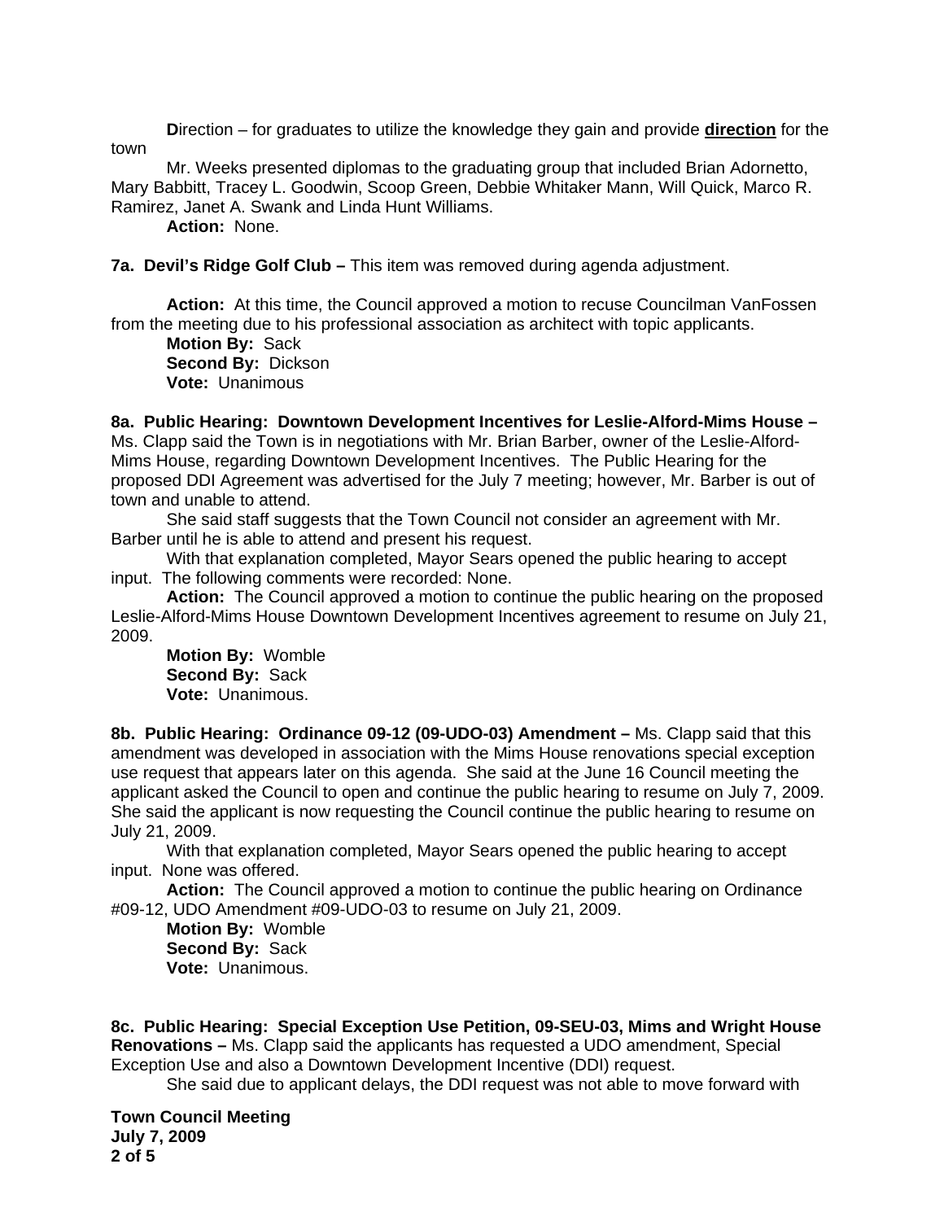**D**irection – for graduates to utilize the knowledge they gain and provide **direction** for the town

Mr. Weeks presented diplomas to the graduating group that included Brian Adornetto, Mary Babbitt, Tracey L. Goodwin, Scoop Green, Debbie Whitaker Mann, Will Quick, Marco R. Ramirez, Janet A. Swank and Linda Hunt Williams.

**Action:** None.

**7a. Devil's Ridge Golf Club –** This item was removed during agenda adjustment.

**Action:** At this time, the Council approved a motion to recuse Councilman VanFossen from the meeting due to his professional association as architect with topic applicants.

**Motion By:** Sack
**Second By:** Dickson
**Vote:** Unanimous

**8a. Public Hearing: Downtown Development Incentives for Leslie-Alford-Mims House –** Ms. Clapp said the Town is in negotiations with Mr. Brian Barber, owner of the Leslie-Alford-Mims House, regarding Downtown Development Incentives. The Public Hearing for the proposed DDI Agreement was advertised for the July 7 meeting; however, Mr. Barber is out of town and unable to attend.

She said staff suggests that the Town Council not consider an agreement with Mr. Barber until he is able to attend and present his request.

With that explanation completed, Mayor Sears opened the public hearing to accept input. The following comments were recorded: None.

**Action:** The Council approved a motion to continue the public hearing on the proposed Leslie-Alford-Mims House Downtown Development Incentives agreement to resume on July 21, 2009.

**Motion By:** Womble
**Second By:** Sack
**Vote:** Unanimous.

**8b. Public Hearing: Ordinance 09-12 (09-UDO-03) Amendment –** Ms. Clapp said that this amendment was developed in association with the Mims House renovations special exception use request that appears later on this agenda. She said at the June 16 Council meeting the applicant asked the Council to open and continue the public hearing to resume on July 7, 2009. She said the applicant is now requesting the Council continue the public hearing to resume on July 21, 2009.

With that explanation completed, Mayor Sears opened the public hearing to accept input. None was offered.

**Action:** The Council approved a motion to continue the public hearing on Ordinance #09-12, UDO Amendment #09-UDO-03 to resume on July 21, 2009.

**Motion By:** Womble
**Second By:** Sack
**Vote:** Unanimous.

**8c. Public Hearing: Special Exception Use Petition, 09-SEU-03, Mims and Wright House Renovations –** Ms. Clapp said the applicants has requested a UDO amendment, Special Exception Use and also a Downtown Development Incentive (DDI) request.

She said due to applicant delays, the DDI request was not able to move forward with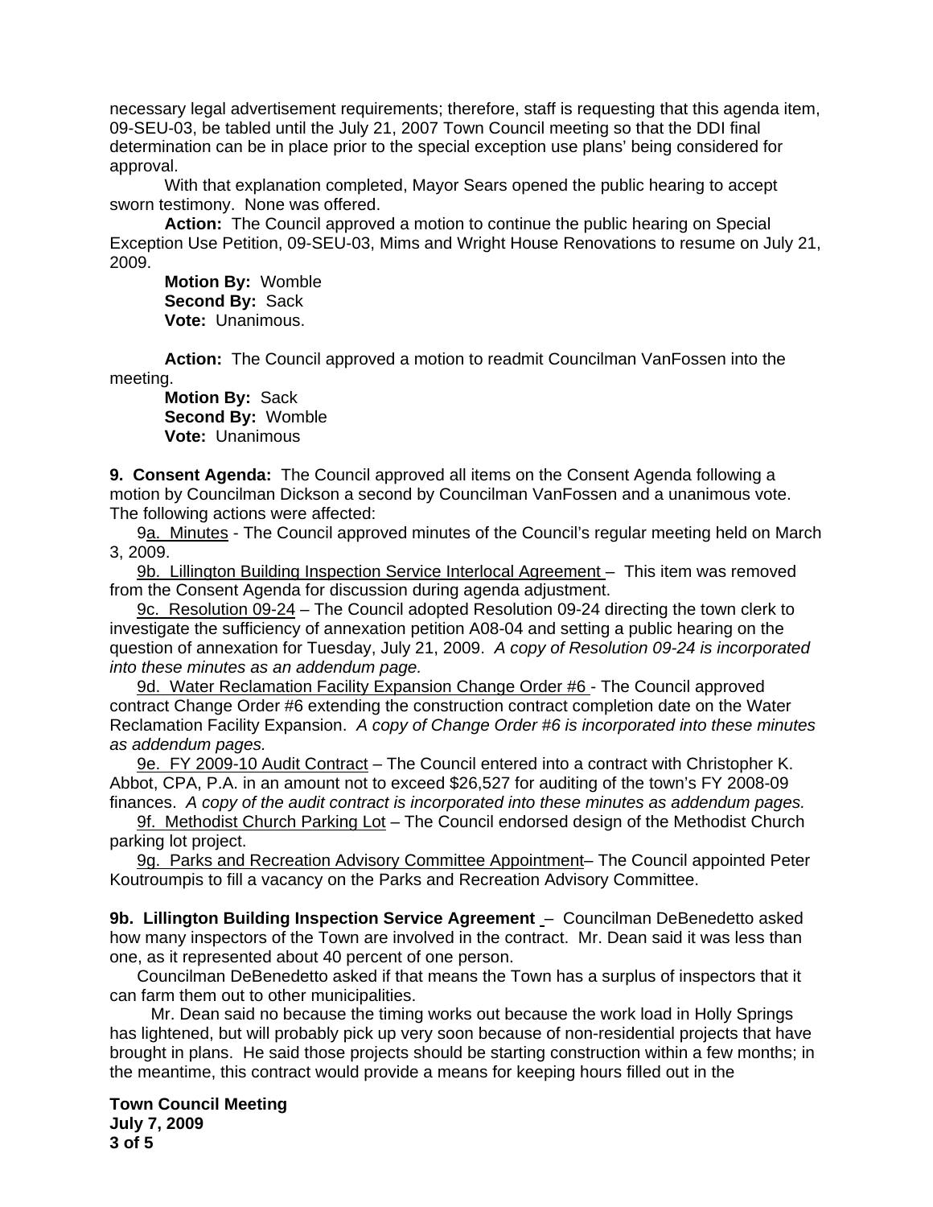necessary legal advertisement requirements; therefore, staff is requesting that this agenda item, 09-SEU-03, be tabled until the July 21, 2007 Town Council meeting so that the DDI final determination can be in place prior to the special exception use plans' being considered for approval.

With that explanation completed, Mayor Sears opened the public hearing to accept sworn testimony. None was offered.

**Action:** The Council approved a motion to continue the public hearing on Special Exception Use Petition, 09-SEU-03, Mims and Wright House Renovations to resume on July 21, 2009.

**Motion By:** Womble
**Second By:** Sack
**Vote:** Unanimous.

**Action:** The Council approved a motion to readmit Councilman VanFossen into the meeting.

**Motion By:** Sack
**Second By:** Womble
**Vote:** Unanimous

**9. Consent Agenda:** The Council approved all items on the Consent Agenda following a motion by Councilman Dickson a second by Councilman VanFossen and a unanimous vote. The following actions were affected:

9a. Minutes - The Council approved minutes of the Council's regular meeting held on March 3, 2009.

9b. Lillington Building Inspection Service Interlocal Agreement – This item was removed from the Consent Agenda for discussion during agenda adjustment.

9c. Resolution 09-24 – The Council adopted Resolution 09-24 directing the town clerk to investigate the sufficiency of annexation petition A08-04 and setting a public hearing on the question of annexation for Tuesday, July 21, 2009. *A copy of Resolution 09-24 is incorporated into these minutes as an addendum page.*

9d. Water Reclamation Facility Expansion Change Order #6 - The Council approved contract Change Order #6 extending the construction contract completion date on the Water Reclamation Facility Expansion. *A copy of Change Order #6 is incorporated into these minutes as addendum pages.*

9e. FY 2009-10 Audit Contract – The Council entered into a contract with Christopher K. Abbot, CPA, P.A. in an amount not to exceed $26,527 for auditing of the town's FY 2008-09 finances. *A copy of the audit contract is incorporated into these minutes as addendum pages.*

9f. Methodist Church Parking Lot – The Council endorsed design of the Methodist Church parking lot project.

9g. Parks and Recreation Advisory Committee Appointment– The Council appointed Peter Koutroumpis to fill a vacancy on the Parks and Recreation Advisory Committee.

**9b. Lillington Building Inspection Service Agreement** – Councilman DeBenedetto asked how many inspectors of the Town are involved in the contract. Mr. Dean said it was less than one, as it represented about 40 percent of one person.

Councilman DeBenedetto asked if that means the Town has a surplus of inspectors that it can farm them out to other municipalities.

Mr. Dean said no because the timing works out because the work load in Holly Springs has lightened, but will probably pick up very soon because of non-residential projects that have brought in plans. He said those projects should be starting construction within a few months; in the meantime, this contract would provide a means for keeping hours filled out in the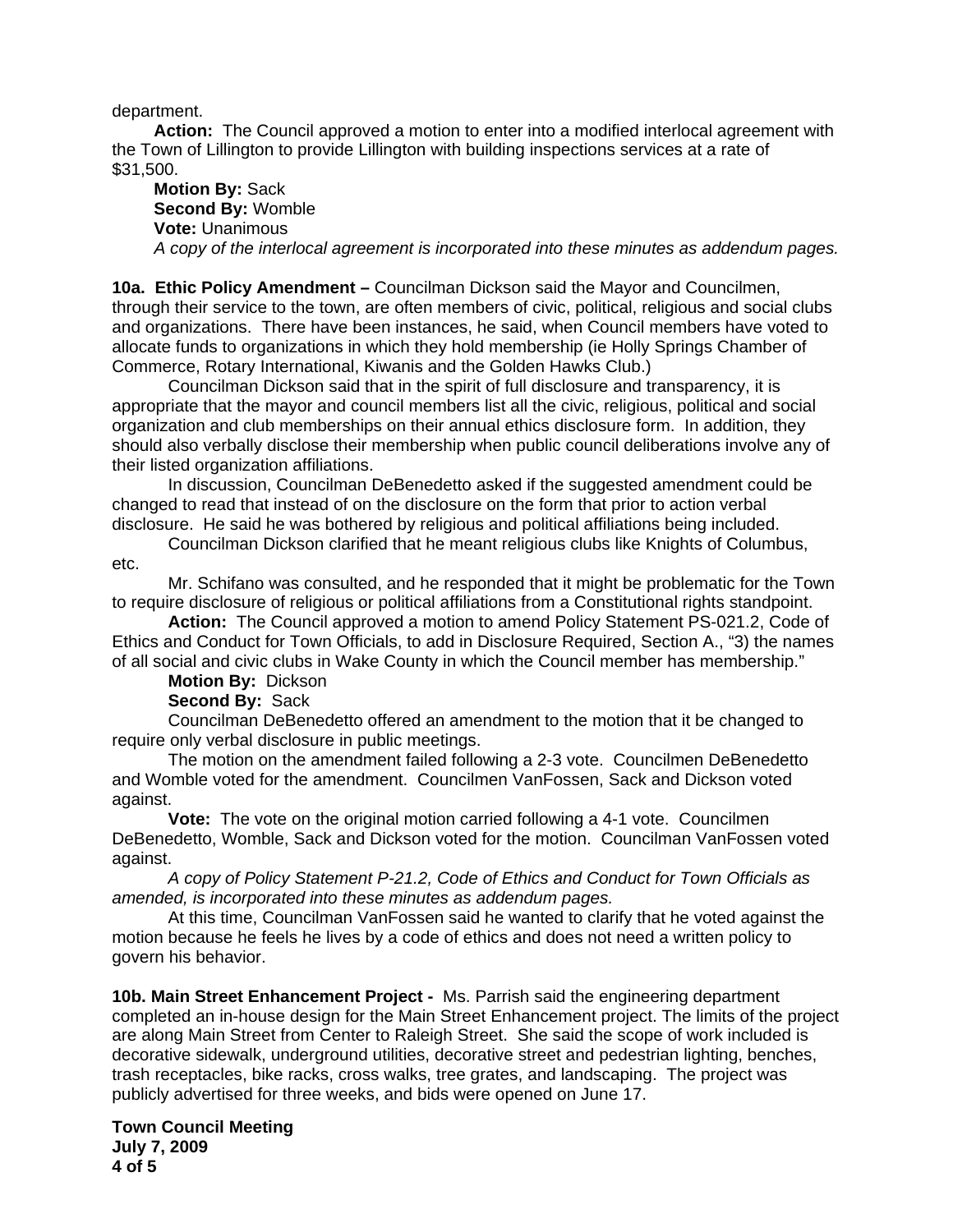department.

**Action:** The Council approved a motion to enter into a modified interlocal agreement with the Town of Lillington to provide Lillington with building inspections services at a rate of $31,500.

**Motion By:** Sack
**Second By:** Womble
**Vote:** Unanimous
*A copy of the interlocal agreement is incorporated into these minutes as addendum pages.*

**10a. Ethic Policy Amendment –** Councilman Dickson said the Mayor and Councilmen, through their service to the town, are often members of civic, political, religious and social clubs and organizations. There have been instances, he said, when Council members have voted to allocate funds to organizations in which they hold membership (ie Holly Springs Chamber of Commerce, Rotary International, Kiwanis and the Golden Hawks Club.)

Councilman Dickson said that in the spirit of full disclosure and transparency, it is appropriate that the mayor and council members list all the civic, religious, political and social organization and club memberships on their annual ethics disclosure form. In addition, they should also verbally disclose their membership when public council deliberations involve any of their listed organization affiliations.

In discussion, Councilman DeBenedetto asked if the suggested amendment could be changed to read that instead of on the disclosure on the form that prior to action verbal disclosure. He said he was bothered by religious and political affiliations being included.

Councilman Dickson clarified that he meant religious clubs like Knights of Columbus, etc.

Mr. Schifano was consulted, and he responded that it might be problematic for the Town to require disclosure of religious or political affiliations from a Constitutional rights standpoint.

**Action:** The Council approved a motion to amend Policy Statement PS-021.2, Code of Ethics and Conduct for Town Officials, to add in Disclosure Required, Section A., "3) the names of all social and civic clubs in Wake County in which the Council member has membership."

**Motion By:** Dickson
**Second By:** Sack

Councilman DeBenedetto offered an amendment to the motion that it be changed to require only verbal disclosure in public meetings.

The motion on the amendment failed following a 2-3 vote. Councilmen DeBenedetto and Womble voted for the amendment. Councilmen VanFossen, Sack and Dickson voted against.

**Vote:** The vote on the original motion carried following a 4-1 vote. Councilmen DeBenedetto, Womble, Sack and Dickson voted for the motion. Councilman VanFossen voted against.

*A copy of Policy Statement P-21.2, Code of Ethics and Conduct for Town Officials as amended, is incorporated into these minutes as addendum pages.*

At this time, Councilman VanFossen said he wanted to clarify that he voted against the motion because he feels he lives by a code of ethics and does not need a written policy to govern his behavior.

**10b. Main Street Enhancement Project -** Ms. Parrish said the engineering department completed an in-house design for the Main Street Enhancement project. The limits of the project are along Main Street from Center to Raleigh Street. She said the scope of work included is decorative sidewalk, underground utilities, decorative street and pedestrian lighting, benches, trash receptacles, bike racks, cross walks, tree grates, and landscaping. The project was publicly advertised for three weeks, and bids were opened on June 17.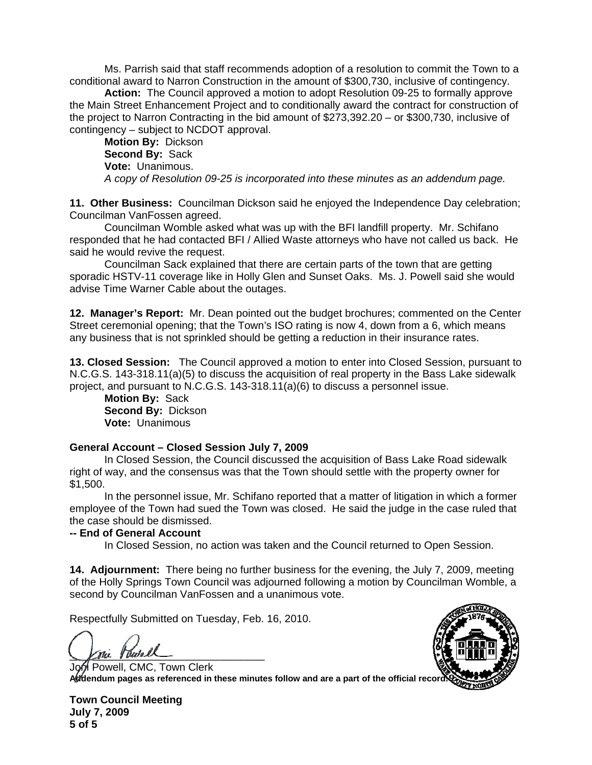Ms. Parrish said that staff recommends adoption of a resolution to commit the Town to a conditional award to Narron Construction in the amount of $300,730, inclusive of contingency.

**Action:** The Council approved a motion to adopt Resolution 09-25 to formally approve the Main Street Enhancement Project and to conditionally award the contract for construction of the project to Narron Contracting in the bid amount of $273,392.20 – or $300,730, inclusive of contingency – subject to NCDOT approval.

**Motion By:** Dickson
**Second By:** Sack
**Vote:** Unanimous.
*A copy of Resolution 09-25 is incorporated into these minutes as an addendum page.*

**11. Other Business:** Councilman Dickson said he enjoyed the Independence Day celebration; Councilman VanFossen agreed.

Councilman Womble asked what was up with the BFI landfill property. Mr. Schifano responded that he had contacted BFI / Allied Waste attorneys who have not called us back. He said he would revive the request.

Councilman Sack explained that there are certain parts of the town that are getting sporadic HSTV-11 coverage like in Holly Glen and Sunset Oaks. Ms. J. Powell said she would advise Time Warner Cable about the outages.

**12. Manager's Report:** Mr. Dean pointed out the budget brochures; commented on the Center Street ceremonial opening; that the Town's ISO rating is now 4, down from a 6, which means any business that is not sprinkled should be getting a reduction in their insurance rates.

**13. Closed Session:** The Council approved a motion to enter into Closed Session, pursuant to N.C.G.S. 143-318.11(a)(5) to discuss the acquisition of real property in the Bass Lake sidewalk project, and pursuant to N.C.G.S. 143-318.11(a)(6) to discuss a personnel issue.

**Motion By:** Sack
**Second By:** Dickson
**Vote:** Unanimous

**General Account – Closed Session July 7, 2009**

In Closed Session, the Council discussed the acquisition of Bass Lake Road sidewalk right of way, and the consensus was that the Town should settle with the property owner for $1,500.

In the personnel issue, Mr. Schifano reported that a matter of litigation in which a former employee of the Town had sued the Town was closed. He said the judge in the case ruled that the case should be dismissed.

**-- End of General Account**

In Closed Session, no action was taken and the Council returned to Open Session.

**14. Adjournment:** There being no further business for the evening, the July 7, 2009, meeting of the Holly Springs Town Council was adjourned following a motion by Councilman Womble, a second by Councilman VanFossen and a unanimous vote.

Respectfully Submitted on Tuesday, Feb. 16, 2010.

Joni Powell, CMC, Town Clerk

**Addendum pages as referenced in these minutes follow and are a part of the official record.**